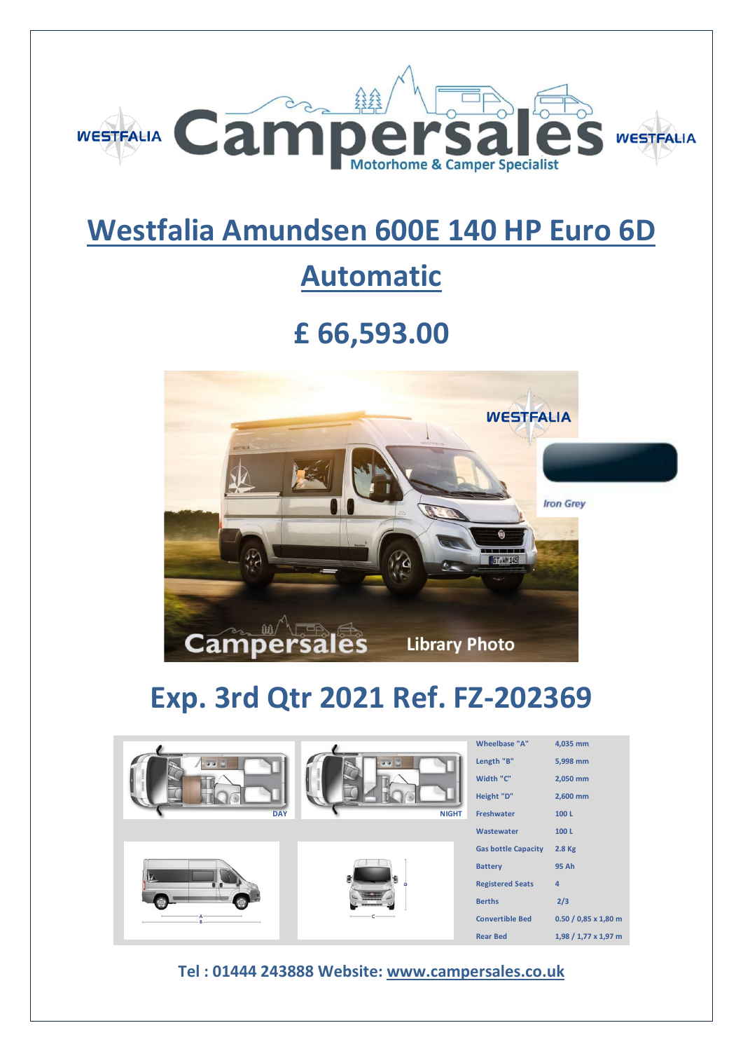# Westfalia Amundsen 600E 140 HP Euro 6D Automatic

## £ 66,593.00

## Exp. 3rd Qtr 2021 Ref. FZ-202369

| | |
|---|---|
| Wheelbase "A" | 4,035 mm |
| Length "B" | 5,998 mm |
| Width "C" | 2,050 mm |
| Height "D" | 2,600 mm |
| Freshwater | 100 L |
| Wastewater | 100 L |
| Gas bottle Capacity | 2.8 Kg |
| Battery | 95 Ah |
| Registered Seats | 4 |
| Berths | 2/3 |
| Convertible Bed | 0.50 / 0,85 x 1,80 m |
| Rear Bed | 1,98 / 1,77 x 1,97 m |

**Tel : 01444 243888 Website: www.campersales.co.uk**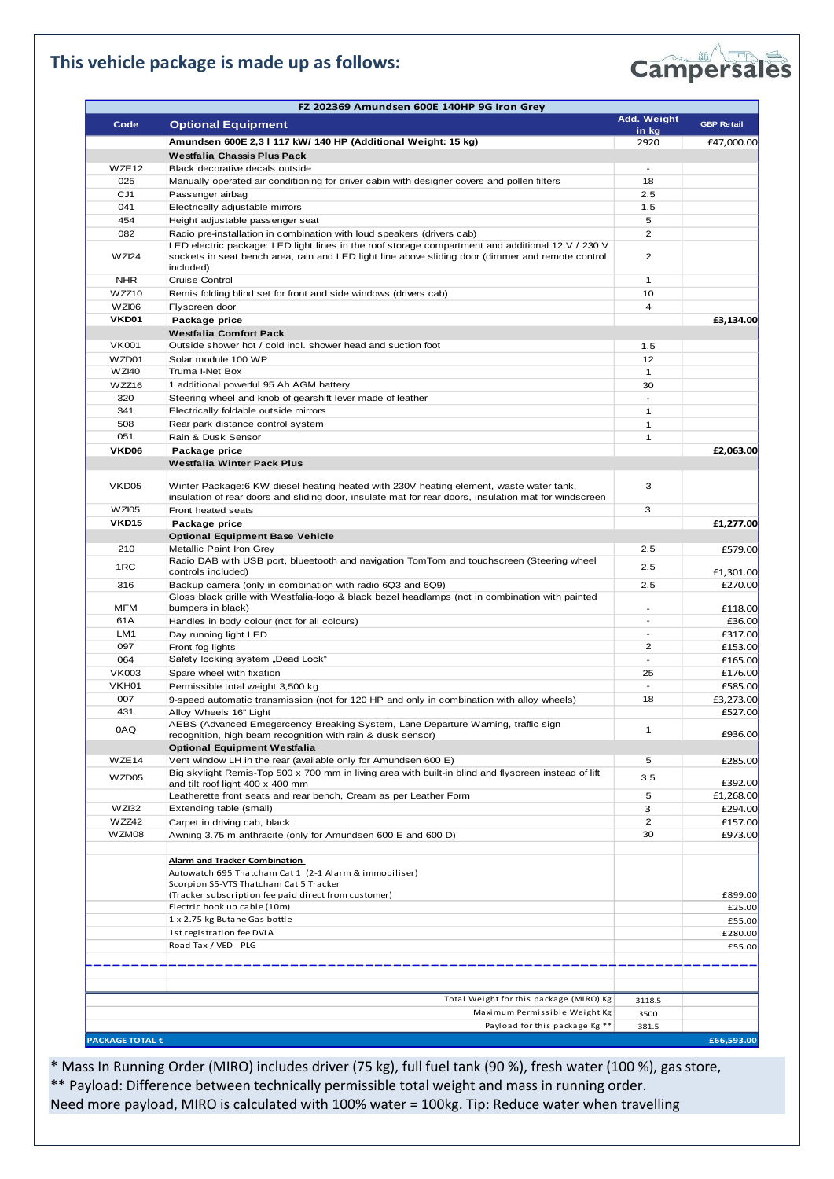## This vehicle package is made up as follows:

Campersales

| FZ 202369 Amundsen 600E 140HP 9G Iron Grey | | | |
|---|---|---|---|
| **Code** | **Optional Equipment** | **Add. Weight in kg** | **GBP Retail** |
| | **Amundsen 600E 2,3 l 117 kW/ 140 HP (Additional Weight: 15 kg)** | 2920 | £47,000.00 |
| | **Westfalia Chassis Plus Pack** | | |
| WZE12 | Black decorative decals outside | - | |
| 025 | Manually operated air conditioning for driver cabin with designer covers and pollen filters | 18 | |
| CJ1 | Passenger airbag | 2.5 | |
| 041 | Electrically adjustable mirrors | 1.5 | |
| 454 | Height adjustable passenger seat | 5 | |
| 082 | Radio pre-installation in combination with loud speakers (drivers cab) | 2 | |
| WZI24 | LED electric package: LED light lines in the roof storage compartment and additional 12 V / 230 V sockets in seat bench area, rain and LED light line above sliding door (dimmer and remote control included) | 2 | |
| NHR | Cruise Control | 1 | |
| WZZ10 | Remis folding blind set for front and side windows (drivers cab) | 10 | |
| WZI06 | Flyscreen door | 4 | |
| **VKD01** | **Package price** | | **£3,134.00** |
| | **Westfalia Comfort Pack** | | |
| VK001 | Outside shower hot / cold incl. shower head and suction foot | 1.5 | |
| WZD01 | Solar module 100 WP | 12 | |
| WZI40 | Truma I-Net Box | 1 | |
| WZZ16 | 1 additional powerful 95 Ah AGM battery | 30 | |
| 320 | Steering wheel and knob of gearshift lever made of leather | - | |
| 341 | Electrically foldable outside mirrors | 1 | |
| 508 | Rear park distance control system | 1 | |
| 051 | Rain & Dusk Sensor | 1 | |
| **VKD06** | **Package price** | | **£2,063.00** |
| | **Westfalia Winter Pack Plus** | | |
| VKD05 | Winter Package:6 KW diesel heating heated with 230V heating element, waste water tank, insulation of rear doors and sliding door, insulate mat for rear doors, insulation mat for windscreen | 3 | |
| WZI05 | Front heated seats | 3 | |
| **VKD15** | **Package price** | | **£1,277.00** |
| | **Optional Equipment Base Vehicle** | | |
| 210 | Metallic Paint Iron Grey | 2.5 | £579.00 |
| 1RC | Radio DAB with USB port, blueetooth and navigation TomTom and touchscreen (Steering wheel controls included) | 2.5 | £1,301.00 |
| 316 | Backup camera (only in combination with radio 6Q3 and 6Q9) | 2.5 | £270.00 |
| MFM | Gloss black grille with Westfalia-logo & black bezel headlamps (not in combination with painted bumpers in black) | - | £118.00 |
| 61A | Handles in body colour (not for all colours) | - | £36.00 |
| LM1 | Day running light LED | - | £317.00 |
| 097 | Front fog lights | 2 | £153.00 |
| 064 | Safety locking system „Dead Lock" | - | £165.00 |
| VK003 | Spare wheel with fixation | 25 | £176.00 |
| VKH01 | Permissible total weight 3,500 kg | - | £585.00 |
| 007 | 9-speed automatic transmission (not for 120 HP and only in combination with alloy wheels) | 18 | £3,273.00 |
| 431 | Alloy Wheels 16" Light | | £527.00 |
| 0AQ | AEBS (Advanced Emegercency Breaking System, Lane Departure Warning, traffic sign recognition, high beam recognition with rain & dusk sensor) | 1 | £936.00 |
| | **Optional Equipment Westfalia** | | |
| WZE14 | Vent window LH in the rear (available only for Amundsen 600 E) | 5 | £285.00 |
| WZD05 | Big skylight Remis-Top 500 x 700 mm in living area with built-in blind and flyscreen instead of lift and tilt roof light 400 x 400 mm | 3.5 | £392.00 |
| | Leatherette front seats and rear bench, Cream as per Leather Form | 5 | £1,268.00 |
| WZI32 | Extending table (small) | 3 | £294.00 |
| WZZ42 | Carpet in driving cab, black | 2 | £157.00 |
| WZM08 | Awning 3.75 m anthracite (only for Amundsen 600 E and 600 D) | 30 | £973.00 |
| | **Alarm and Tracker Combination**<br>Autowatch 695 Thatcham Cat 1 (2-1 Alarm & immobiliser)<br>Scorpion S5-VTS Thatcham Cat 5 Tracker<br>(Tracker subscription fee paid direct from customer) | | £899.00 |
| | Electric hook up cable (10m) | | £25.00 |
| | 1 x 2.75 kg Butane Gas bottle | | £55.00 |
| | 1st registration fee DVLA | | £280.00 |
| | Road Tax / VED - PLG | | £55.00 |
| | Total Weight for this package (MIRO) Kg | 3118.5 | |
| | Maximum Permissible Weight Kg | 3500 | |
| | Payload for this package Kg ** | 381.5 | |
| **PACKAGE TOTAL €** | | | **£66,593.00** |

* Mass In Running Order (MIRO) includes driver (75 kg), full fuel tank (90 %), fresh water (100 %), gas store,
** Payload: Difference between technically permissible total weight and mass in running order.
Need more payload, MIRO is calculated with 100% water = 100kg. Tip: Reduce water when travelling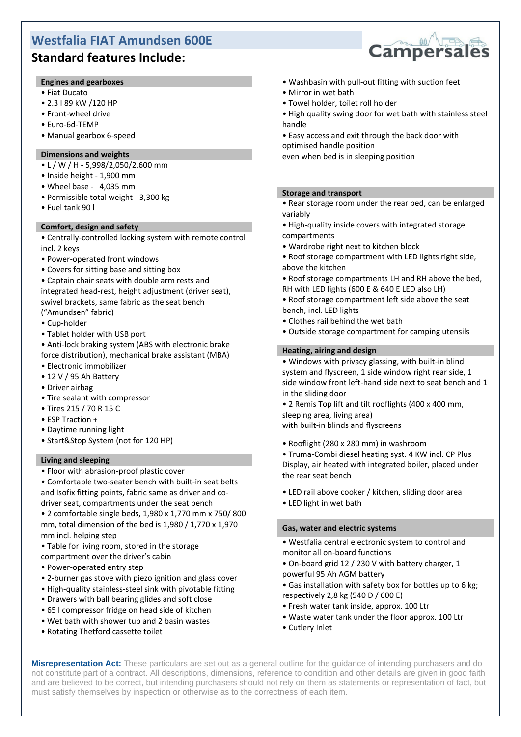# Westfalia FIAT Amundsen 600E

## Standard features Include:

### Engines and gearboxes

- Fiat Ducato
- 2.3 l 89 kW /120 HP
- Front-wheel drive
- Euro-6d-TEMP
- Manual gearbox 6-speed

### Dimensions and weights

- L / W / H - 5,998/2,050/2,600 mm
- Inside height - 1,900 mm
- Wheel base - 4,035 mm
- Permissible total weight - 3,300 kg
- Fuel tank 90 l

### Comfort, design and safety

- Centrally-controlled locking system with remote control incl. 2 keys
- Power-operated front windows
- Covers for sitting base and sitting box
- Captain chair seats with double arm rests and integrated head-rest, height adjustment (driver seat), swivel brackets, same fabric as the seat bench ("Amundsen" fabric)
- Cup-holder
- Tablet holder with USB port
- Anti-lock braking system (ABS with electronic brake force distribution), mechanical brake assistant (MBA)
- Electronic immobilizer
- 12 V / 95 Ah Battery
- Driver airbag
- Tire sealant with compressor
- Tires 215 / 70 R 15 C
- ESP Traction +
- Daytime running light
- Start&Stop System (not for 120 HP)

### Living and sleeping

- Floor with abrasion-proof plastic cover
- Comfortable two-seater bench with built-in seat belts and Isofix fitting points, fabric same as driver and co-driver seat, compartments under the seat bench
- 2 comfortable single beds, 1,980 x 1,770 mm x 750/ 800 mm, total dimension of the bed is 1,980 / 1,770 x 1,970 mm incl. helping step
- Table for living room, stored in the storage compartment over the driver's cabin
- Power-operated entry step
- 2-burner gas stove with piezo ignition and glass cover
- High-quality stainless-steel sink with pivotable fitting
- Drawers with ball bearing glides and soft close
- 65 l compressor fridge on head side of kitchen
- Wet bath with shower tub and 2 basin wastes
- Rotating Thetford cassette toilet
- Washbasin with pull-out fitting with suction feet
- Mirror in wet bath
- Towel holder, toilet roll holder
- High quality swing door for wet bath with stainless steel handle
- Easy access and exit through the back door with optimised handle position even when bed is in sleeping position

### Storage and transport

- Rear storage room under the rear bed, can be enlarged variably
- High-quality inside covers with integrated storage compartments
- Wardrobe right next to kitchen block
- Roof storage compartment with LED lights right side, above the kitchen
- Roof storage compartments LH and RH above the bed, RH with LED lights (600 E & 640 E LED also LH)
- Roof storage compartment left side above the seat bench, incl. LED lights
- Clothes rail behind the wet bath
- Outside storage compartment for camping utensils

### Heating, airing and design

- Windows with privacy glassing, with built-in blind system and flyscreen, 1 side window right rear side, 1 side window front left-hand side next to seat bench and 1 in the sliding door
- 2 Remis Top lift and tilt rooflights (400 x 400 mm, sleeping area, living area) with built-in blinds and flyscreens
- Rooflight (280 x 280 mm) in washroom
- Truma-Combi diesel heating syst. 4 KW incl. CP Plus Display, air heated with integrated boiler, placed under the rear seat bench
- LED rail above cooker / kitchen, sliding door area
- LED light in wet bath

### Gas, water and electric systems

- Westfalia central electronic system to control and monitor all on-board functions
- On-board grid 12 / 230 V with battery charger, 1 powerful 95 Ah AGM battery
- Gas installation with safety box for bottles up to 6 kg; respectively 2,8 kg (540 D / 600 E)
- Fresh water tank inside, approx. 100 Ltr
- Waste water tank under the floor approx. 100 Ltr
- Cutlery Inlet

**Misrepresentation Act:** These particulars are set out as a general outline for the guidance of intending purchasers and do not constitute part of a contract. All descriptions, dimensions, reference to condition and other details are given in good faith and are believed to be correct, but intending purchasers should not rely on them as statements or representation of fact, but must satisfy themselves by inspection or otherwise as to the correctness of each item.